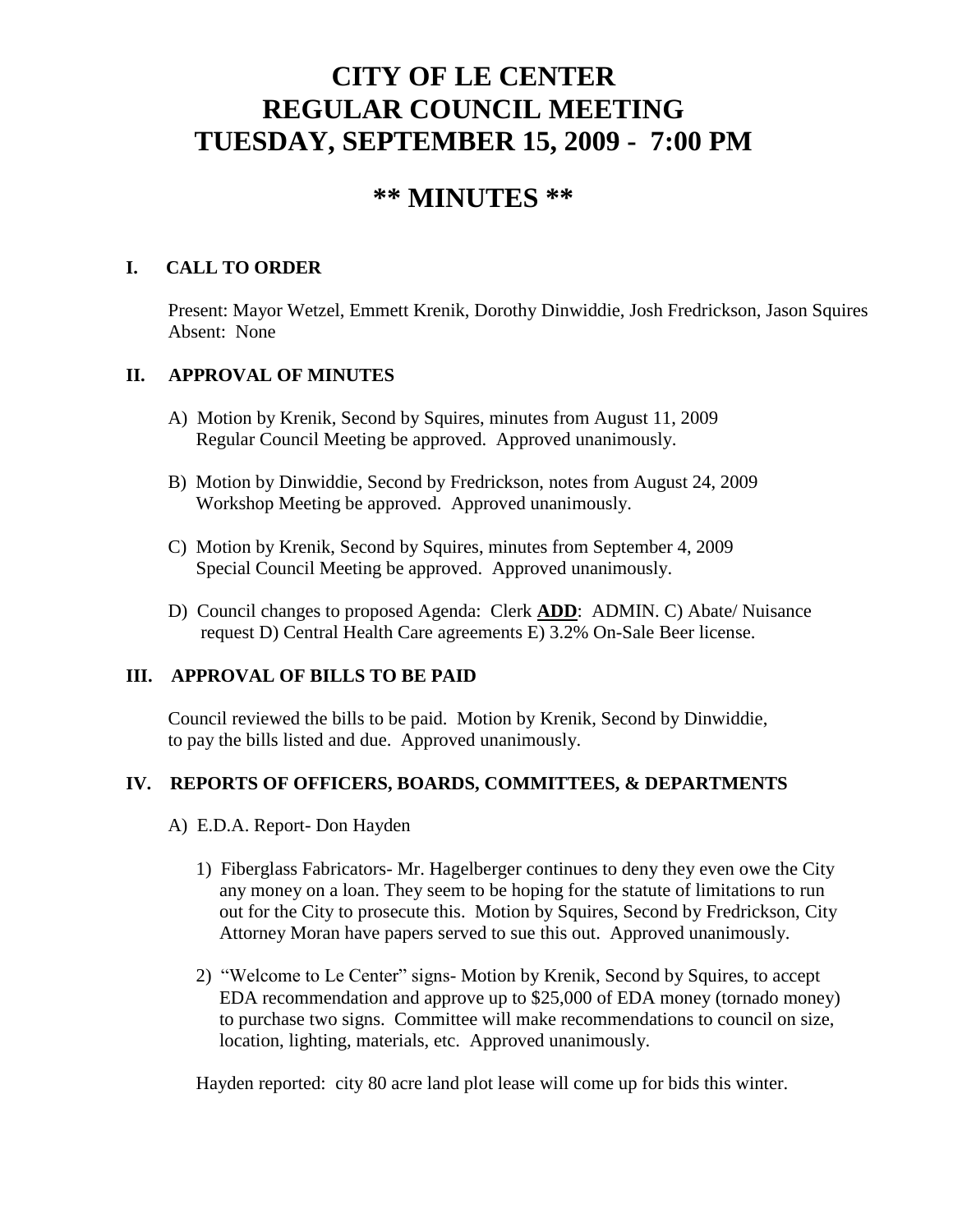# CITY OF LE CENTER
# REGULAR COUNCIL MEETING
# TUESDAY, SEPTEMBER 15, 2009 - 7:00 PM

## ** MINUTES **

### I. CALL TO ORDER

Present: Mayor Wetzel, Emmett Krenik, Dorothy Dinwiddie, Josh Fredrickson, Jason Squires
Absent: None

### II. APPROVAL OF MINUTES

A) Motion by Krenik, Second by Squires, minutes from August 11, 2009 Regular Council Meeting be approved. Approved unanimously.

B) Motion by Dinwiddie, Second by Fredrickson, notes from August 24, 2009 Workshop Meeting be approved. Approved unanimously.

C) Motion by Krenik, Second by Squires, minutes from September 4, 2009 Special Council Meeting be approved. Approved unanimously.

D) Council changes to proposed Agenda: Clerk **ADD**: ADMIN. C) Abate/ Nuisance request D) Central Health Care agreements E) 3.2% On-Sale Beer license.

### III. APPROVAL OF BILLS TO BE PAID

Council reviewed the bills to be paid. Motion by Krenik, Second by Dinwiddie, to pay the bills listed and due. Approved unanimously.

### IV. REPORTS OF OFFICERS, BOARDS, COMMITTEES, & DEPARTMENTS

A) E.D.A. Report- Don Hayden

1) Fiberglass Fabricators- Mr. Hagelberger continues to deny they even owe the City any money on a loan. They seem to be hoping for the statute of limitations to run out for the City to prosecute this. Motion by Squires, Second by Fredrickson, City Attorney Moran have papers served to sue this out. Approved unanimously.

2) "Welcome to Le Center" signs- Motion by Krenik, Second by Squires, to accept EDA recommendation and approve up to $25,000 of EDA money (tornado money) to purchase two signs. Committee will make recommendations to council on size, location, lighting, materials, etc. Approved unanimously.

Hayden reported: city 80 acre land plot lease will come up for bids this winter.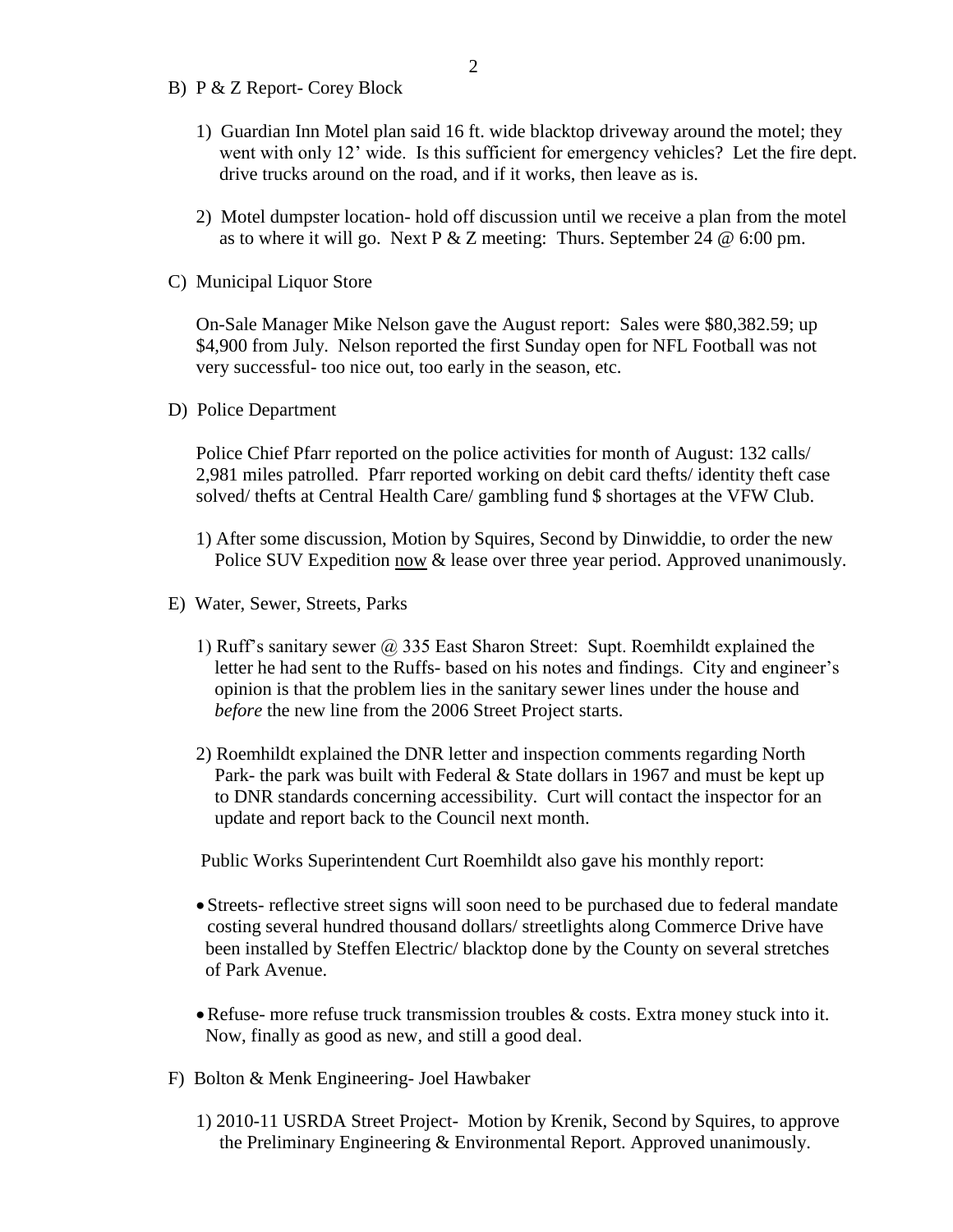B) P & Z Report- Corey Block

1) Guardian Inn Motel plan said 16 ft. wide blacktop driveway around the motel; they went with only 12' wide. Is this sufficient for emergency vehicles? Let the fire dept. drive trucks around on the road, and if it works, then leave as is.

2) Motel dumpster location- hold off discussion until we receive a plan from the motel as to where it will go. Next P & Z meeting: Thurs. September 24 @ 6:00 pm.

C) Municipal Liquor Store

On-Sale Manager Mike Nelson gave the August report: Sales were $80,382.59; up $4,900 from July. Nelson reported the first Sunday open for NFL Football was not very successful- too nice out, too early in the season, etc.

D) Police Department

Police Chief Pfarr reported on the police activities for month of August: 132 calls/ 2,981 miles patrolled. Pfarr reported working on debit card thefts/ identity theft case solved/ thefts at Central Health Care/ gambling fund $ shortages at the VFW Club.

1) After some discussion, Motion by Squires, Second by Dinwiddie, to order the new Police SUV Expedition <u>now</u> & lease over three year period. Approved unanimously.

E) Water, Sewer, Streets, Parks

1) Ruff's sanitary sewer @ 335 East Sharon Street: Supt. Roemhildt explained the letter he had sent to the Ruffs- based on his notes and findings. City and engineer's opinion is that the problem lies in the sanitary sewer lines under the house and *before* the new line from the 2006 Street Project starts.

2) Roemhildt explained the DNR letter and inspection comments regarding North Park- the park was built with Federal & State dollars in 1967 and must be kept up to DNR standards concerning accessibility. Curt will contact the inspector for an update and report back to the Council next month.

Public Works Superintendent Curt Roemhildt also gave his monthly report:

- Streets- reflective street signs will soon need to be purchased due to federal mandate costing several hundred thousand dollars/ streetlights along Commerce Drive have been installed by Steffen Electric/ blacktop done by the County on several stretches of Park Avenue.

- Refuse- more refuse truck transmission troubles & costs. Extra money stuck into it. Now, finally as good as new, and still a good deal.

F) Bolton & Menk Engineering- Joel Hawbaker

1) 2010-11 USRDA Street Project- Motion by Krenik, Second by Squires, to approve the Preliminary Engineering & Environmental Report. Approved unanimously.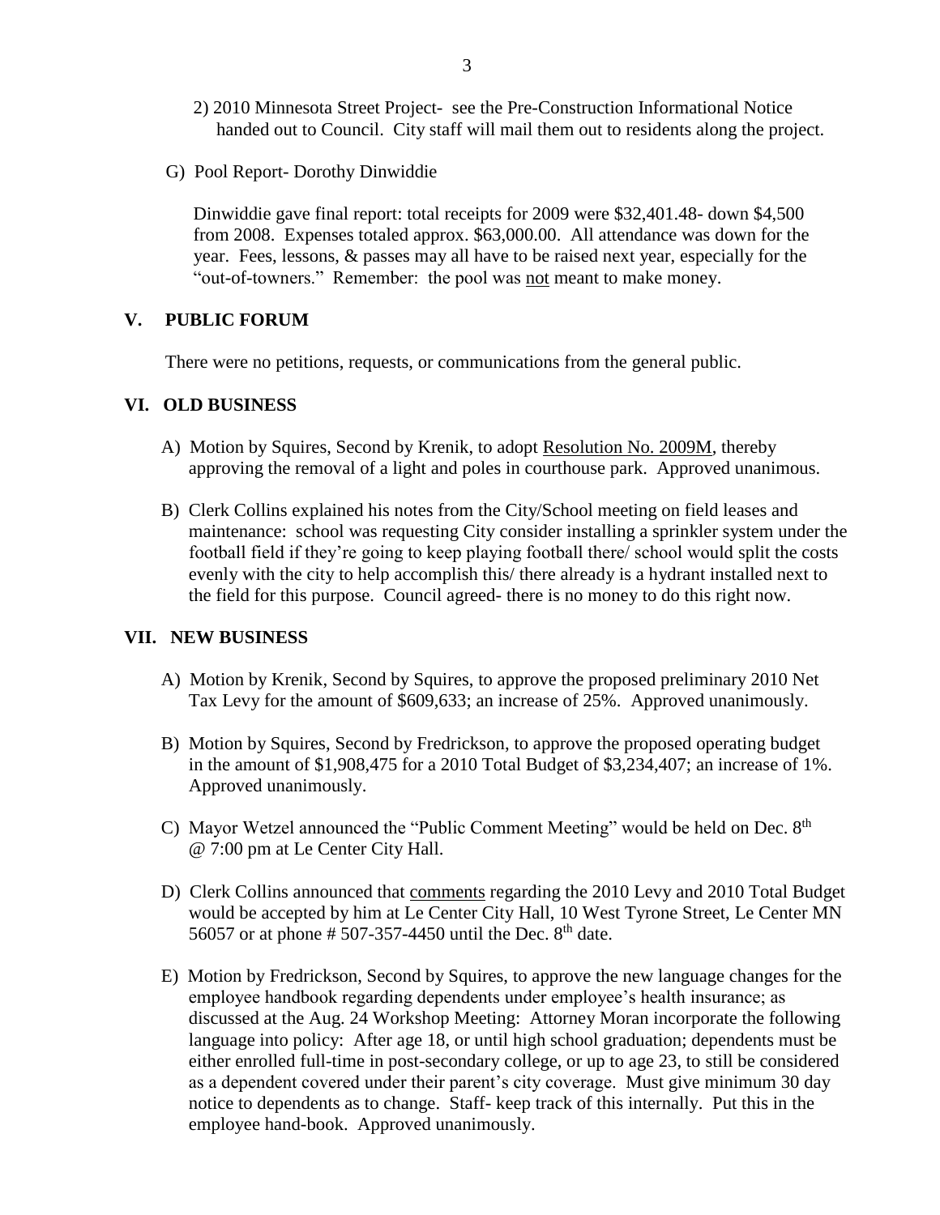2) 2010 Minnesota Street Project- see the Pre-Construction Informational Notice handed out to Council. City staff will mail them out to residents along the project.

G) Pool Report- Dorothy Dinwiddie

Dinwiddie gave final report: total receipts for 2009 were $32,401.48- down $4,500 from 2008. Expenses totaled approx. $63,000.00. All attendance was down for the year. Fees, lessons, & passes may all have to be raised next year, especially for the "out-of-towners." Remember: the pool was <u>not</u> meant to make money.

## V. PUBLIC FORUM

There were no petitions, requests, or communications from the general public.

## VI. OLD BUSINESS

A) Motion by Squires, Second by Krenik, to adopt <u>Resolution No. 2009M</u>, thereby approving the removal of a light and poles in courthouse park. Approved unanimous.

B) Clerk Collins explained his notes from the City/School meeting on field leases and maintenance: school was requesting City consider installing a sprinkler system under the football field if they're going to keep playing football there/ school would split the costs evenly with the city to help accomplish this/ there already is a hydrant installed next to the field for this purpose. Council agreed- there is no money to do this right now.

## VII. NEW BUSINESS

A) Motion by Krenik, Second by Squires, to approve the proposed preliminary 2010 Net Tax Levy for the amount of $609,633; an increase of 25%. Approved unanimously.

B) Motion by Squires, Second by Fredrickson, to approve the proposed operating budget in the amount of $1,908,475 for a 2010 Total Budget of $3,234,407; an increase of 1%. Approved unanimously.

C) Mayor Wetzel announced the "Public Comment Meeting" would be held on Dec. 8th @ 7:00 pm at Le Center City Hall.

D) Clerk Collins announced that <u>comments</u> regarding the 2010 Levy and 2010 Total Budget would be accepted by him at Le Center City Hall, 10 West Tyrone Street, Le Center MN 56057 or at phone # 507-357-4450 until the Dec. 8th date.

E) Motion by Fredrickson, Second by Squires, to approve the new language changes for the employee handbook regarding dependents under employee's health insurance; as discussed at the Aug. 24 Workshop Meeting: Attorney Moran incorporate the following language into policy: After age 18, or until high school graduation; dependents must be either enrolled full-time in post-secondary college, or up to age 23, to still be considered as a dependent covered under their parent's city coverage. Must give minimum 30 day notice to dependents as to change. Staff- keep track of this internally. Put this in the employee hand-book. Approved unanimously.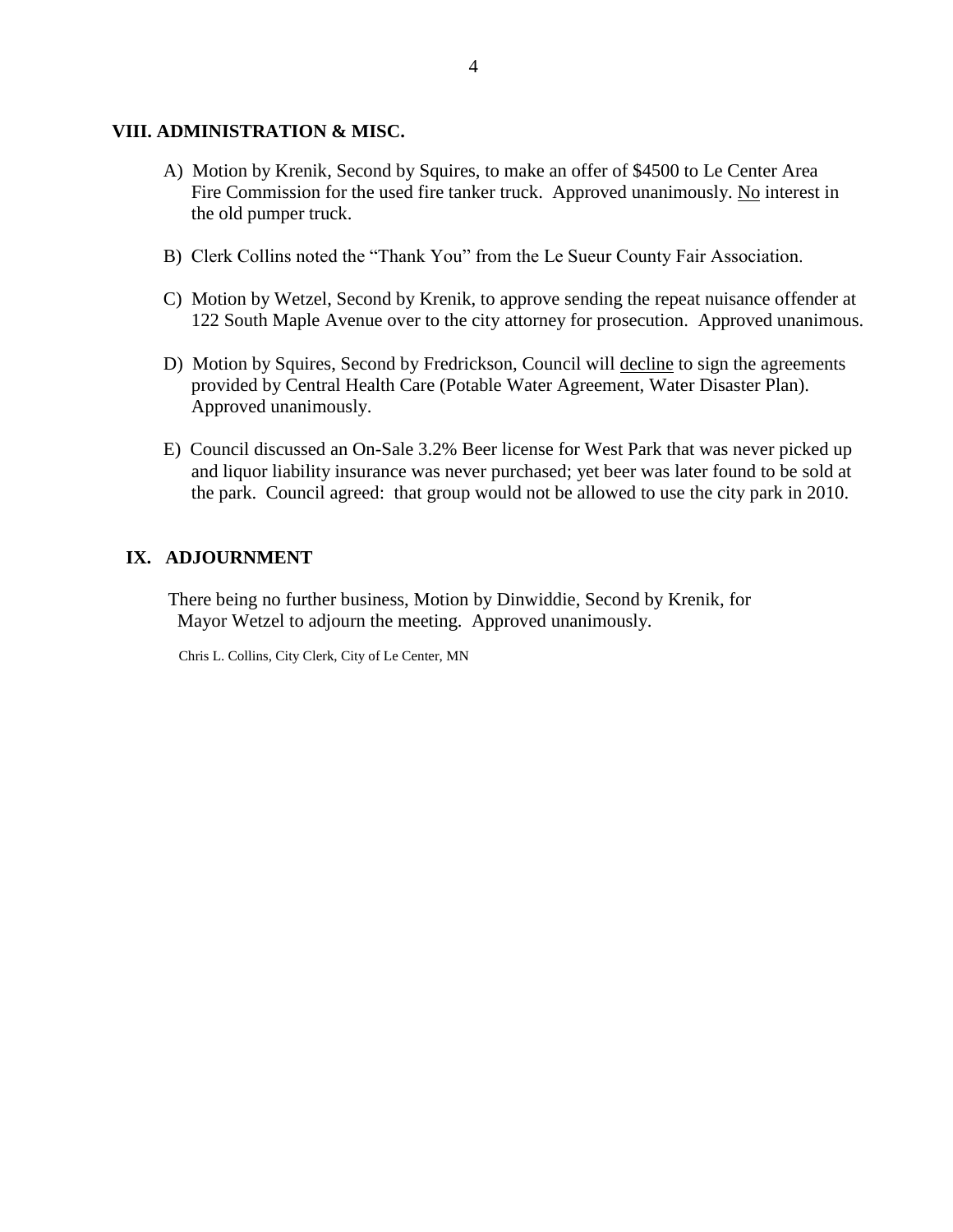## VIII. ADMINISTRATION & MISC.

A) Motion by Krenik, Second by Squires, to make an offer of $4500 to Le Center Area Fire Commission for the used fire tanker truck. Approved unanimously. <u>No</u> interest in the old pumper truck.

B) Clerk Collins noted the "Thank You" from the Le Sueur County Fair Association.

C) Motion by Wetzel, Second by Krenik, to approve sending the repeat nuisance offender at 122 South Maple Avenue over to the city attorney for prosecution. Approved unanimous.

D) Motion by Squires, Second by Fredrickson, Council will <u>decline</u> to sign the agreements provided by Central Health Care (Potable Water Agreement, Water Disaster Plan). Approved unanimously.

E) Council discussed an On-Sale 3.2% Beer license for West Park that was never picked up and liquor liability insurance was never purchased; yet beer was later found to be sold at the park. Council agreed: that group would not be allowed to use the city park in 2010.

## IX. ADJOURNMENT

There being no further business, Motion by Dinwiddie, Second by Krenik, for Mayor Wetzel to adjourn the meeting. Approved unanimously.

Chris L. Collins, City Clerk, City of Le Center, MN